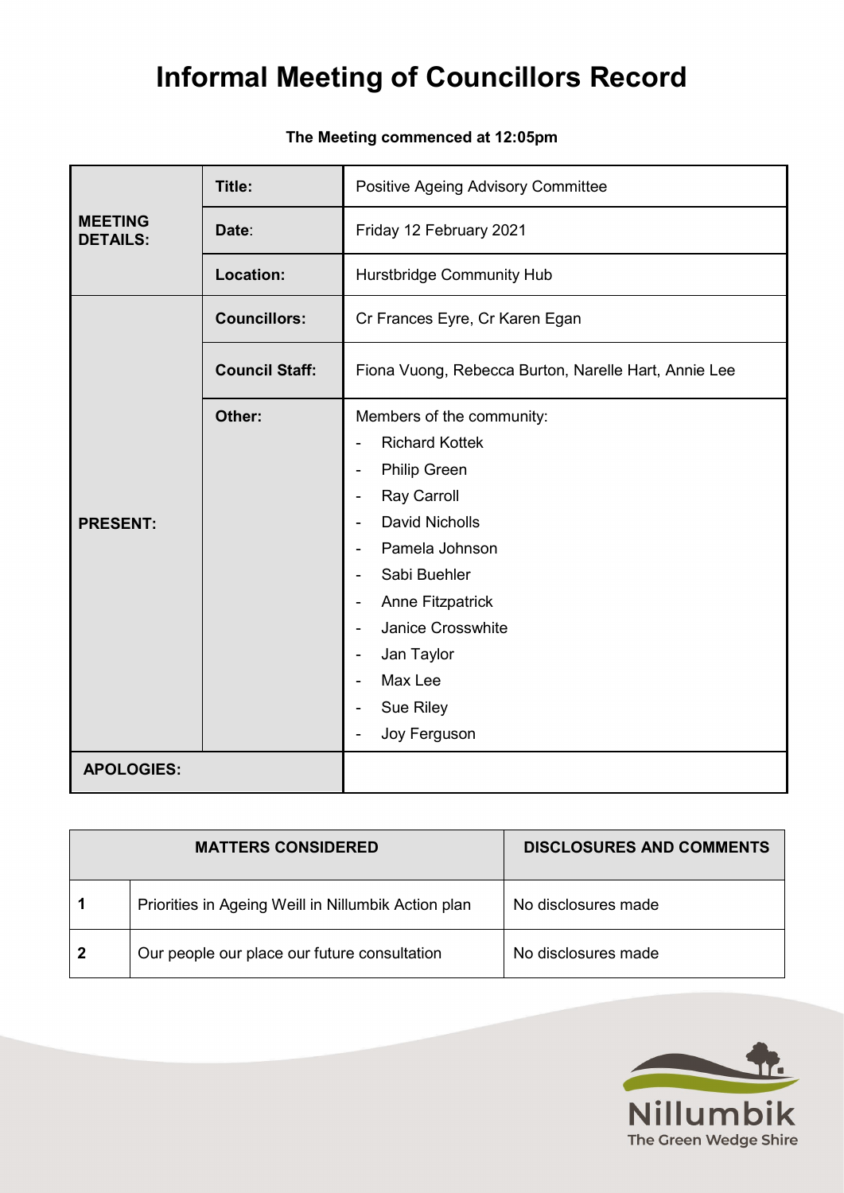# Informal Meeting of Councillors Record

**The Meeting commenced at 12:05pm**

| | | |
|---|---|---|
| **MEETING DETAILS:** | **Title:** | Positive Ageing Advisory Committee |
| | **Date**: | Friday 12 February 2021 |
| | **Location:** | Hurstbridge Community Hub |
| **PRESENT:** | **Councillors:** | Cr Frances Eyre, Cr Karen Egan |
| | **Council Staff:** | Fiona Vuong, Rebecca Burton, Narelle Hart, Annie Lee |
| | **Other:** | Members of the community:<br>- Richard Kottek<br>- Philip Green<br>- Ray Carroll<br>- David Nicholls<br>- Pamela Johnson<br>- Sabi Buehler<br>- Anne Fitzpatrick<br>- Janice Crosswhite<br>- Jan Taylor<br>- Max Lee<br>- Sue Riley<br>- Joy Ferguson |
| **APOLOGIES:** | | |

| MATTERS CONSIDERED | | DISCLOSURES AND COMMENTS |
|---|---|---|
| **1** | Priorities in Ageing Weill in Nillumbik Action plan | No disclosures made |
| **2** | Our people our place our future consultation | No disclosures made |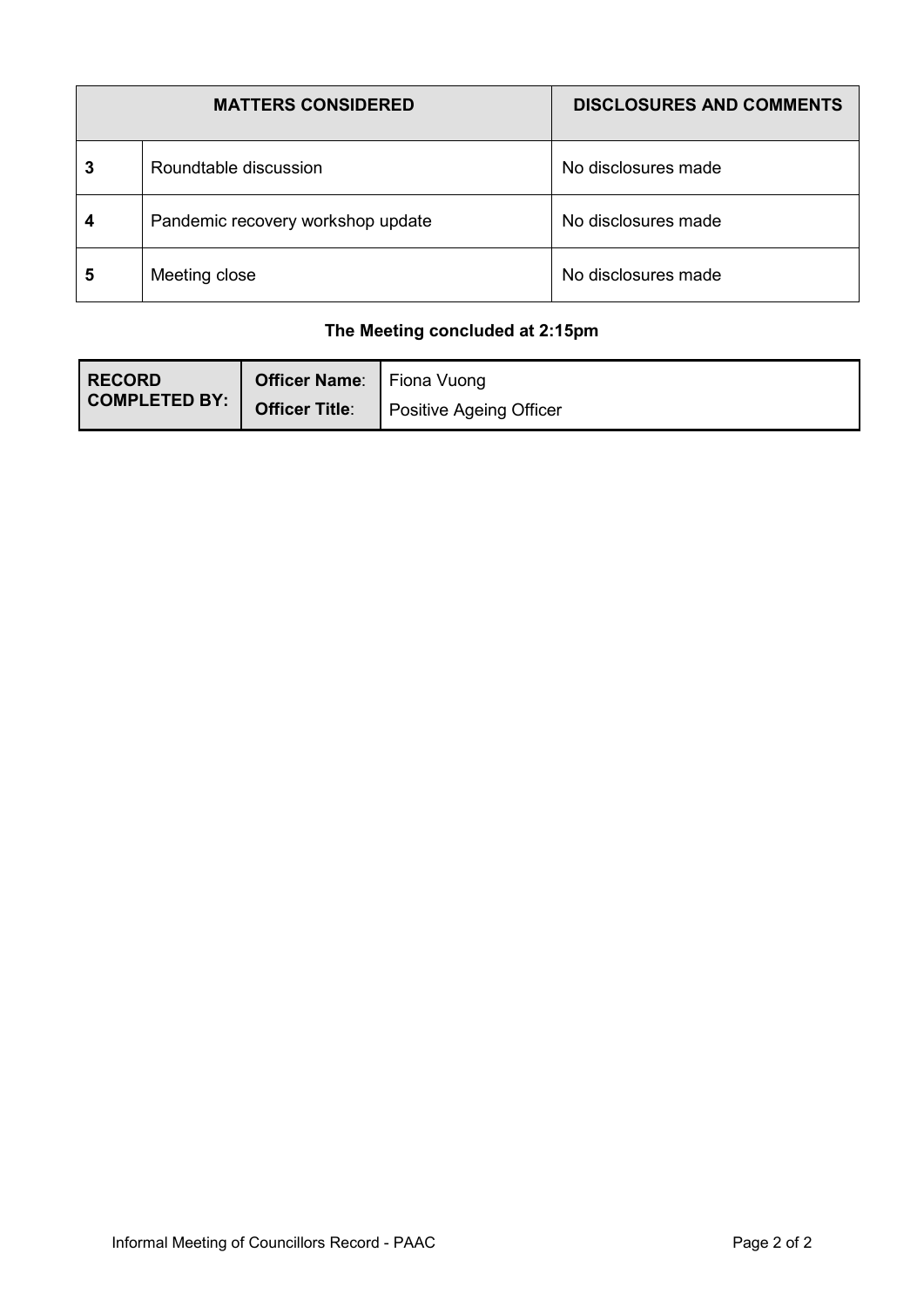| MATTERS CONSIDERED | | DISCLOSURES AND COMMENTS |
|---|---|---|
| 3 | Roundtable discussion | No disclosures made |
| 4 | Pandemic recovery workshop update | No disclosures made |
| 5 | Meeting close | No disclosures made |

**The Meeting concluded at 2:15pm**

| RECORD COMPLETED BY: | Officer Name: | Fiona Vuong |
|---|---|---|
| | Officer Title: | Positive Ageing Officer |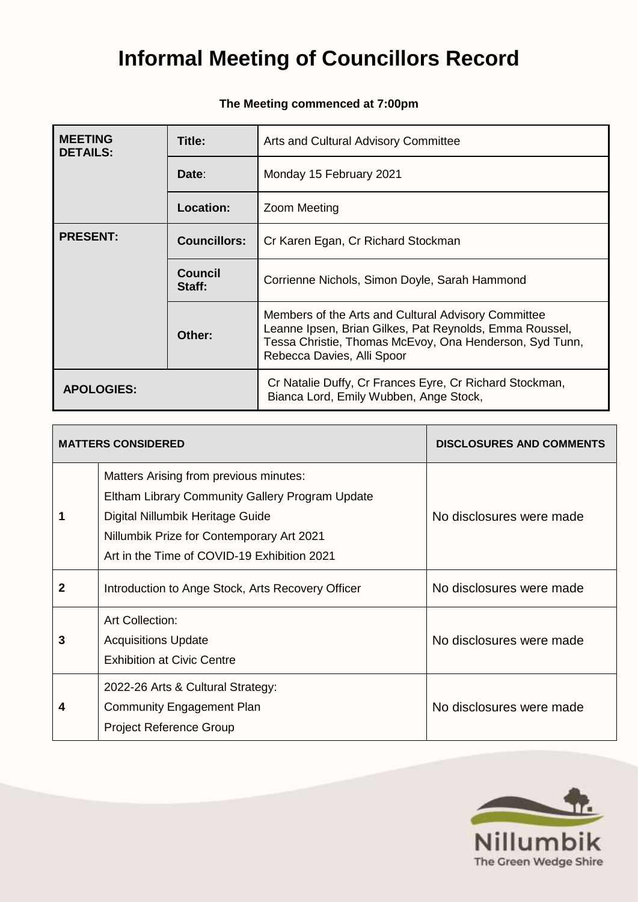# Informal Meeting of Councillors Record

**The Meeting commenced at 7:00pm**

| | | |
|---|---|---|
| **MEETING DETAILS:** | **Title:** | Arts and Cultural Advisory Committee |
| | **Date**: | Monday 15 February 2021 |
| | **Location:** | Zoom Meeting |
| **PRESENT:** | **Councillors:** | Cr Karen Egan, Cr Richard Stockman |
| | **Council Staff:** | Corrienne Nichols, Simon Doyle, Sarah Hammond |
| | **Other:** | Members of the Arts and Cultural Advisory Committee Leanne Ipsen, Brian Gilkes, Pat Reynolds, Emma Roussel, Tessa Christie, Thomas McEvoy, Ona Henderson, Syd Tunn, Rebecca Davies, Alli Spoor |
| **APOLOGIES:** | | Cr Natalie Duffy, Cr Frances Eyre, Cr Richard Stockman, Bianca Lord, Emily Wubben, Ange Stock, |

| **MATTERS CONSIDERED** | | **DISCLOSURES AND COMMENTS** |
|---|---|---|
| **1** | Matters Arising from previous minutes:<br>Eltham Library Community Gallery Program Update<br>Digital Nillumbik Heritage Guide<br>Nillumbik Prize for Contemporary Art 2021<br>Art in the Time of COVID-19 Exhibition 2021 | No disclosures were made |
| **2** | Introduction to Ange Stock, Arts Recovery Officer | No disclosures were made |
| **3** | Art Collection:<br>Acquisitions Update<br>Exhibition at Civic Centre | No disclosures were made |
| **4** | 2022-26 Arts & Cultural Strategy:<br>Community Engagement Plan<br>Project Reference Group | No disclosures were made |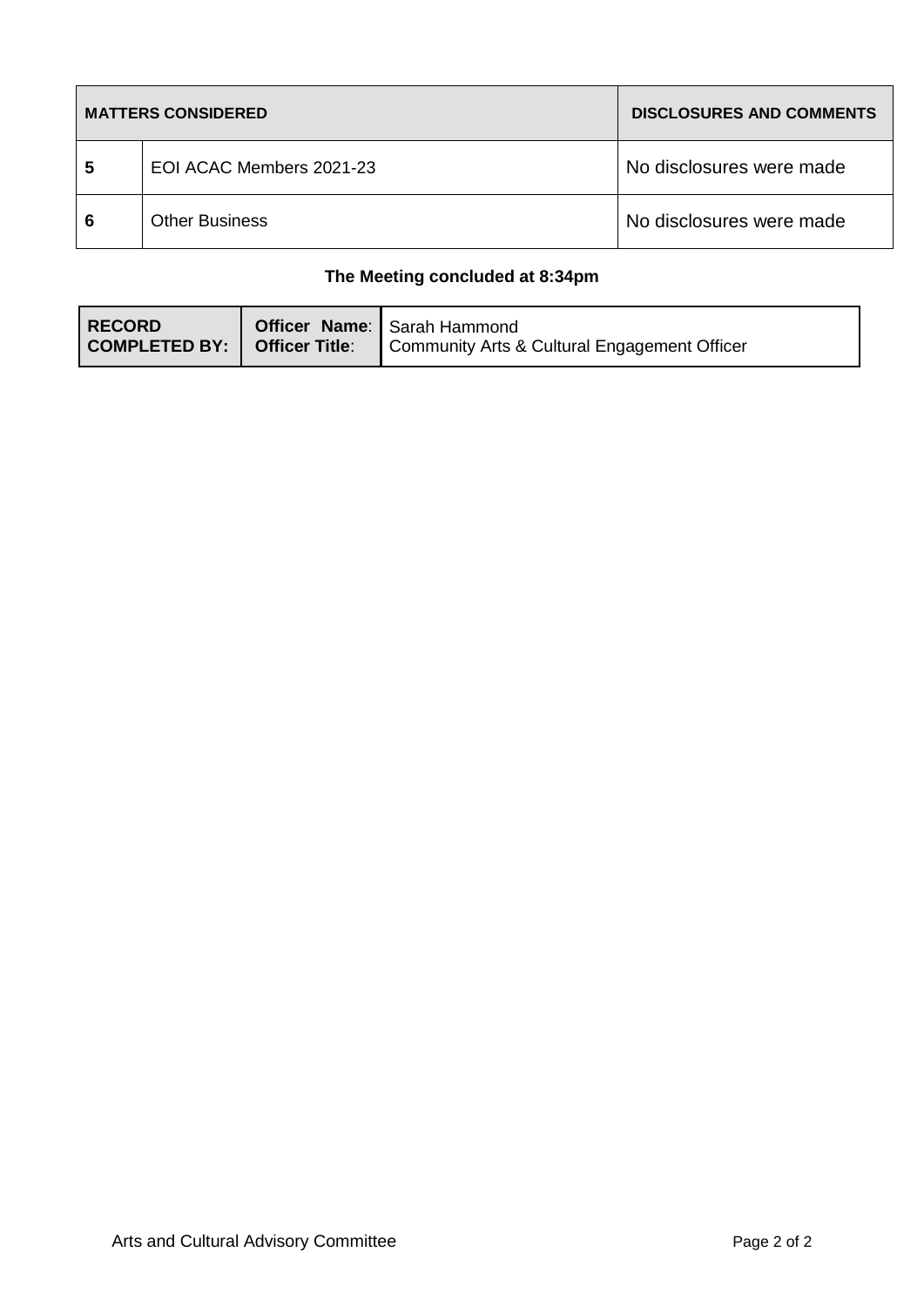| MATTERS CONSIDERED | | DISCLOSURES AND COMMENTS |
|---|---|---|
| 5 | EOI ACAC Members 2021-23 | No disclosures were made |
| 6 | Other Business | No disclosures were made |

**The Meeting concluded at 8:34pm**

| RECORD COMPLETED BY: | Officer Name: | Sarah Hammond |
|---|---|---|
| | Officer Title: | Community Arts & Cultural Engagement Officer |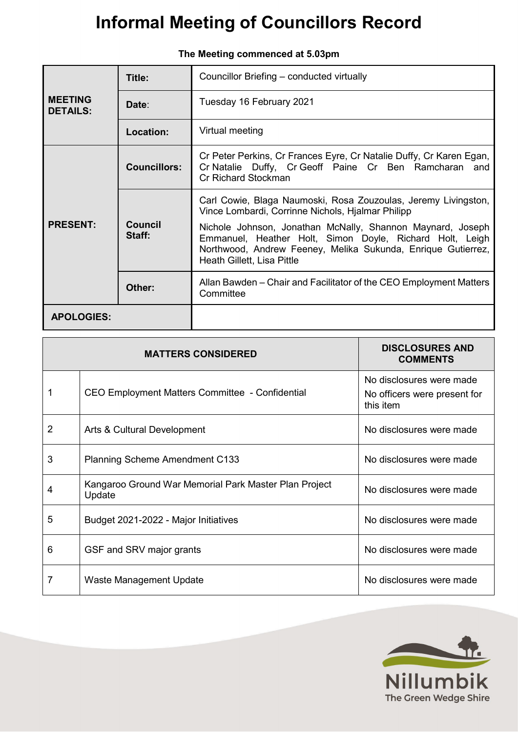# Informal Meeting of Councillors Record

**The Meeting commenced at 5.03pm**

| | | |
|---|---|---|
| **MEETING DETAILS:** | **Title:** | Councillor Briefing – conducted virtually |
| | **Date:** | Tuesday 16 February 2021 |
| | **Location:** | Virtual meeting |
| **PRESENT:** | **Councillors:** | Cr Peter Perkins, Cr Frances Eyre, Cr Natalie Duffy, Cr Karen Egan, Cr Natalie Duffy, Cr Geoff Paine Cr Ben Ramcharan and Cr Richard Stockman |
| | **Council Staff:** | Carl Cowie, Blaga Naumoski, Rosa Zouzoulas, Jeremy Livingston, Vince Lombardi, Corrinne Nichols, Hjalmar Philipp<br>Nichole Johnson, Jonathan McNally, Shannon Maynard, Joseph Emmanuel, Heather Holt, Simon Doyle, Richard Holt, Leigh Northwood, Andrew Feeney, Melika Sukunda, Enrique Gutierrez, Heath Gillett, Lisa Pittle |
| | **Other:** | Allan Bawden – Chair and Facilitator of the CEO Employment Matters Committee |
| **APOLOGIES:** | | |

| | **MATTERS CONSIDERED** | **DISCLOSURES AND COMMENTS** |
|---|---|---|
| 1 | CEO Employment Matters Committee - Confidential | No disclosures were made<br>No officers were present for this item |
| 2 | Arts & Cultural Development | No disclosures were made |
| 3 | Planning Scheme Amendment C133 | No disclosures were made |
| 4 | Kangaroo Ground War Memorial Park Master Plan Project Update | No disclosures were made |
| 5 | Budget 2021-2022 - Major Initiatives | No disclosures were made |
| 6 | GSF and SRV major grants | No disclosures were made |
| 7 | Waste Management Update | No disclosures were made |

Nillumbik
The Green Wedge Shire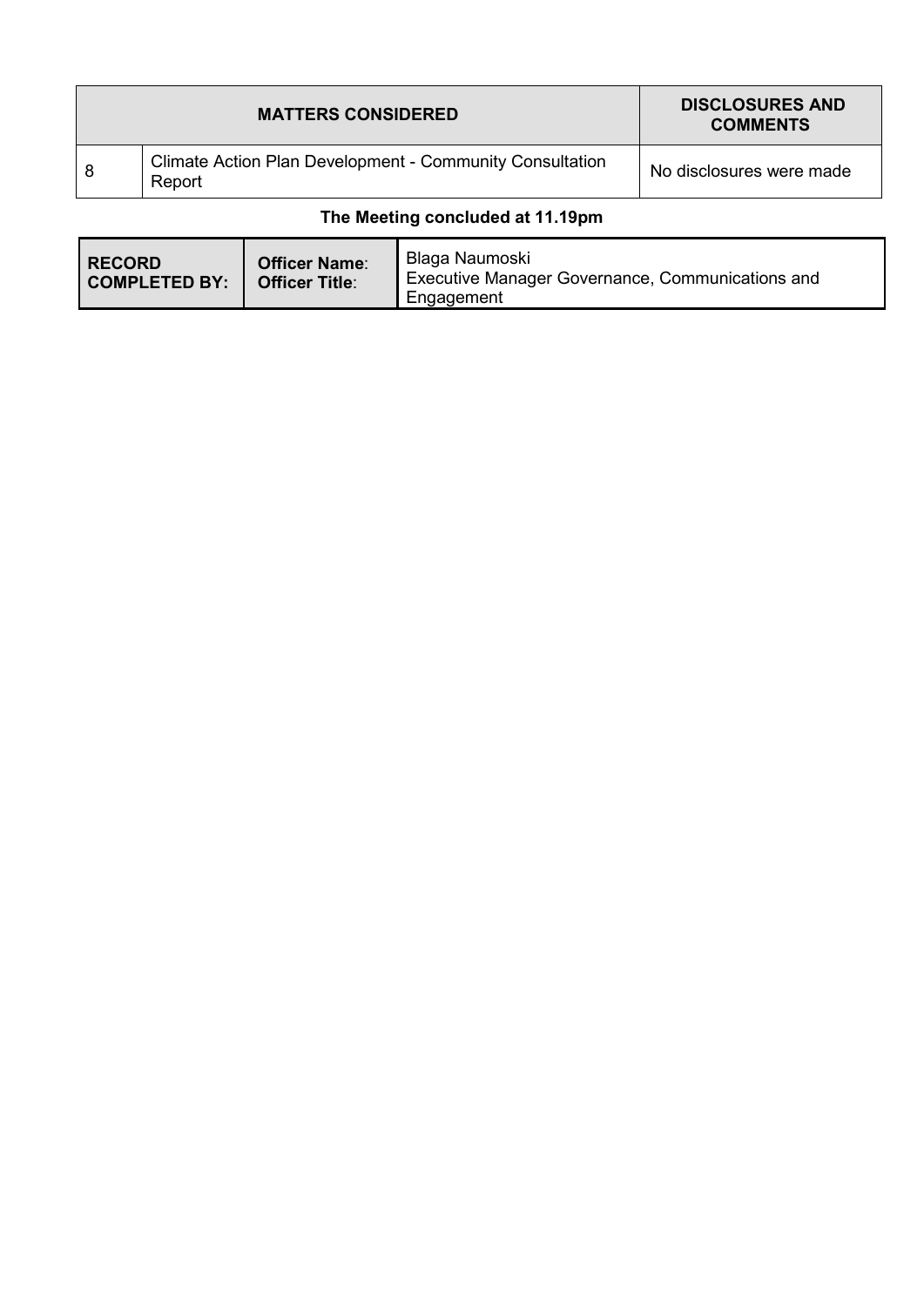| MATTERS CONSIDERED | | DISCLOSURES AND COMMENTS |
|---|---|---|
| 8 | Climate Action Plan Development - Community Consultation Report | No disclosures were made |

**The Meeting concluded at 11.19pm**

| RECORD COMPLETED BY: | Officer Name: Officer Title: | Blaga Naumoski Executive Manager Governance, Communications and Engagement |
|---|---|---|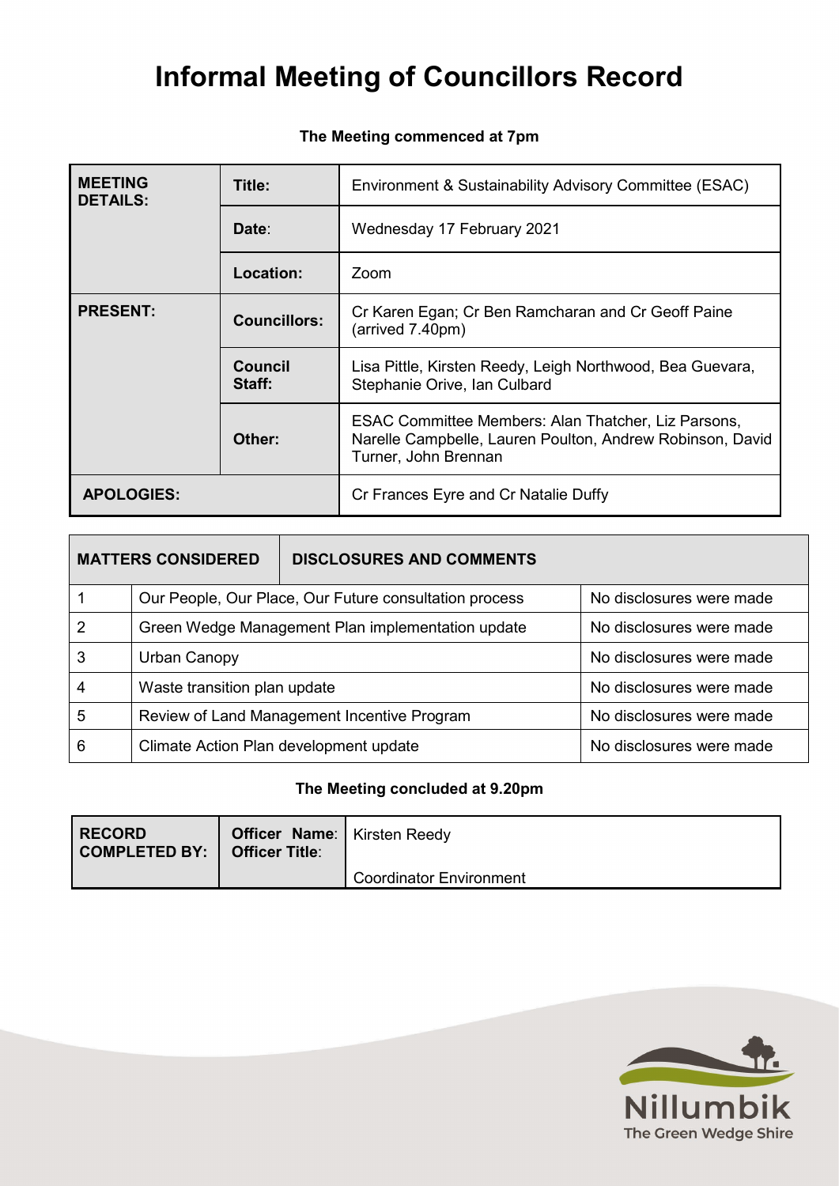# Informal Meeting of Councillors Record

**The Meeting commenced at 7pm**

| MEETING DETAILS: | Title: | Environment & Sustainability Advisory Committee (ESAC) |
|---|---|---|
| | Date: | Wednesday 17 February 2021 |
| | Location: | Zoom |
| PRESENT: | Councillors: | Cr Karen Egan; Cr Ben Ramcharan and Cr Geoff Paine (arrived 7.40pm) |
| | Council Staff: | Lisa Pittle, Kirsten Reedy, Leigh Northwood, Bea Guevara, Stephanie Orive, Ian Culbard |
| | Other: | ESAC Committee Members: Alan Thatcher, Liz Parsons, Narelle Campbelle, Lauren Poulton, Andrew Robinson, David Turner, John Brennan |
| APOLOGIES: | | Cr Frances Eyre and Cr Natalie Duffy |

| MATTERS CONSIDERED | | DISCLOSURES AND COMMENTS |
|---|---|---|
| 1 | Our People, Our Place, Our Future consultation process | No disclosures were made |
| 2 | Green Wedge Management Plan implementation update | No disclosures were made |
| 3 | Urban Canopy | No disclosures were made |
| 4 | Waste transition plan update | No disclosures were made |
| 5 | Review of Land Management Incentive Program | No disclosures were made |
| 6 | Climate Action Plan development update | No disclosures were made |

**The Meeting concluded at 9.20pm**

| RECORD COMPLETED BY: | Officer Name: | Kirsten Reedy |
|---|---|---|
| | Officer Title: | Coordinator Environment |

Nillumbik
The Green Wedge Shire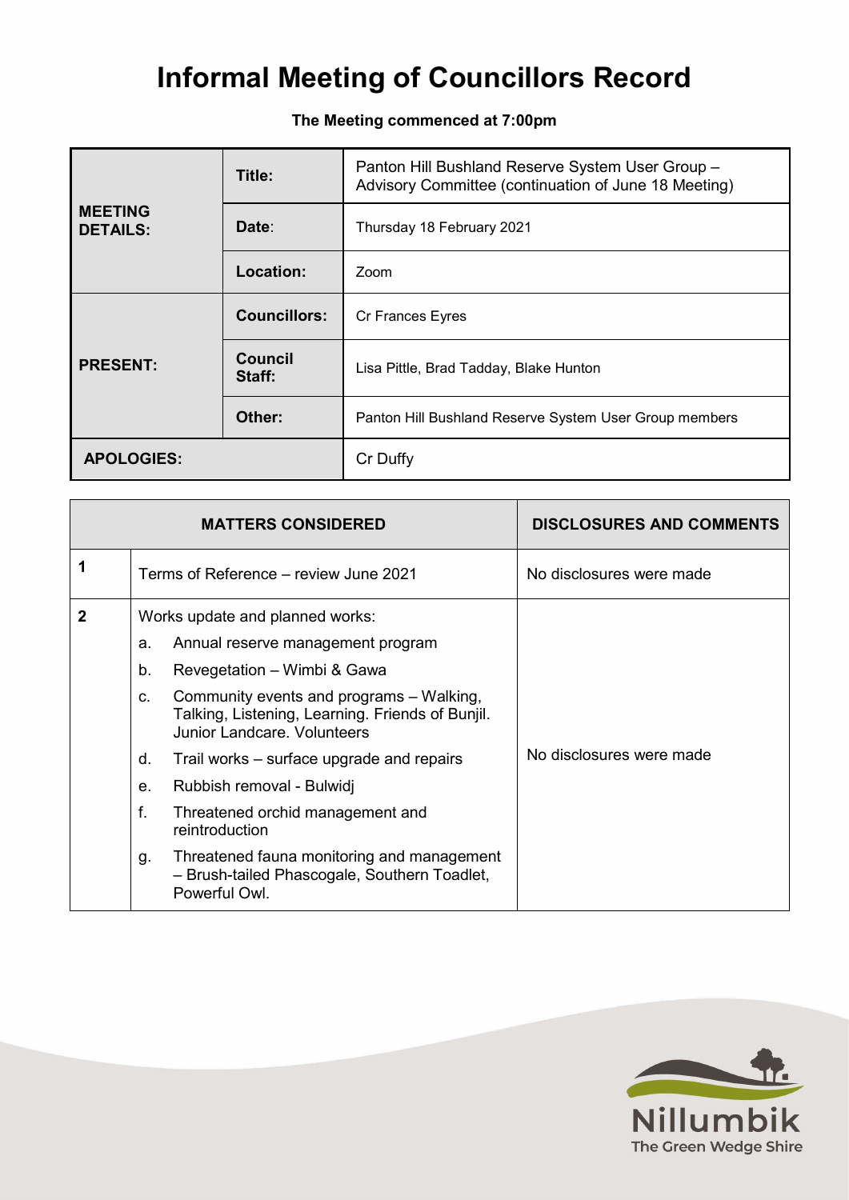# Informal Meeting of Councillors Record

**The Meeting commenced at 7:00pm**

| | | |
|---|---|---|
| **MEETING DETAILS:** | **Title:** | Panton Hill Bushland Reserve System User Group – Advisory Committee (continuation of June 18 Meeting) |
| | **Date:** | Thursday 18 February 2021 |
| | **Location:** | Zoom |
| **PRESENT:** | **Councillors:** | Cr Frances Eyres |
| | **Council Staff:** | Lisa Pittle, Brad Tadday, Blake Hunton |
| | **Other:** | Panton Hill Bushland Reserve System User Group members |
| **APOLOGIES:** | | Cr Duffy |

| MATTERS CONSIDERED | | DISCLOSURES AND COMMENTS |
|---|---|---|
| **1** | Terms of Reference – review June 2021 | No disclosures were made |
| **2** | Works update and planned works:<br>a. Annual reserve management program<br>b. Revegetation – Wimbi & Gawa<br>c. Community events and programs – Walking, Talking, Listening, Learning. Friends of Bunjil. Junior Landcare. Volunteers<br>d. Trail works – surface upgrade and repairs<br>e. Rubbish removal - Bulwidj<br>f. Threatened orchid management and reintroduction<br>g. Threatened fauna monitoring and management – Brush-tailed Phascogale, Southern Toadlet, Powerful Owl. | No disclosures were made |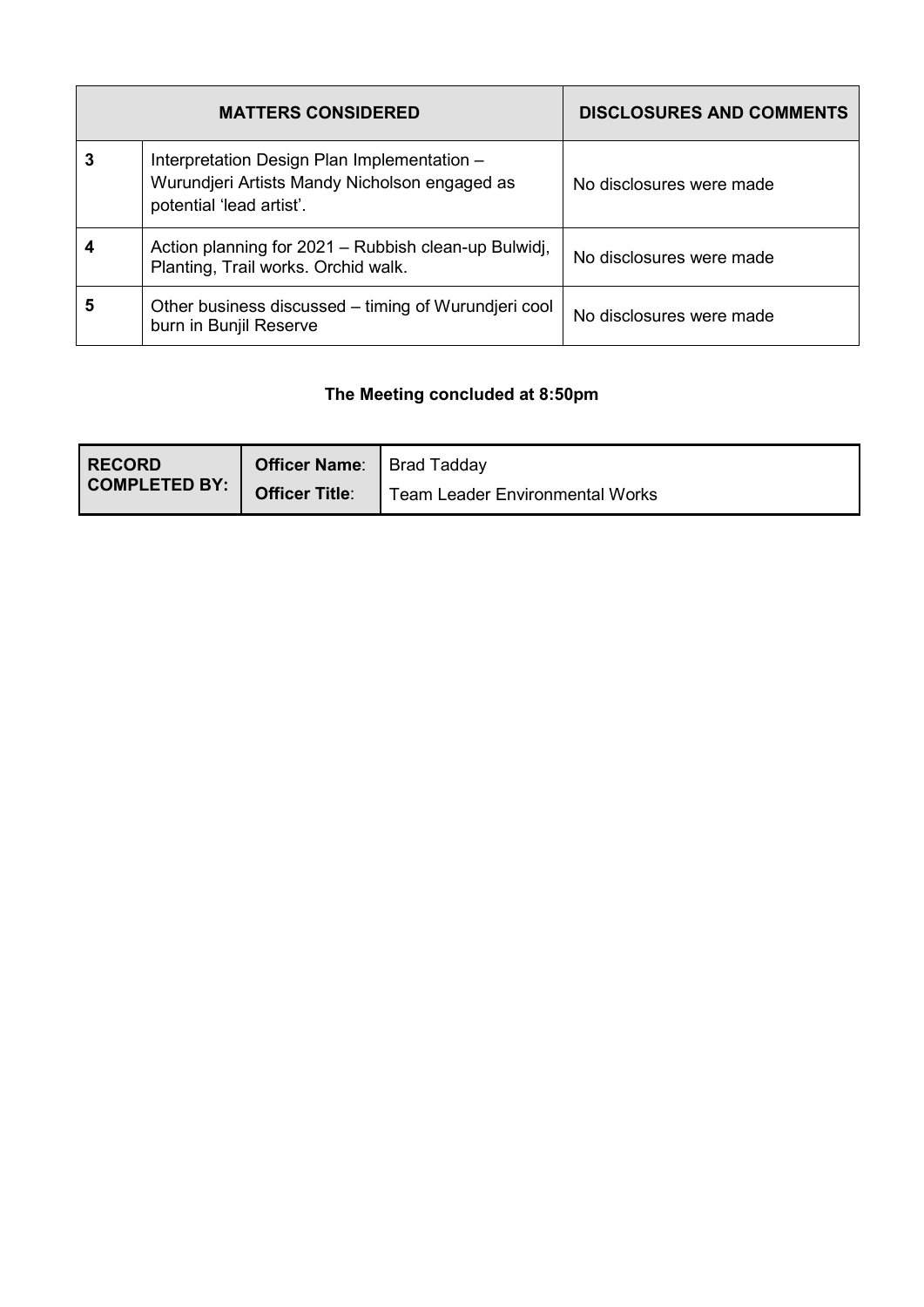| MATTERS CONSIDERED | | DISCLOSURES AND COMMENTS |
|---|---|---|
| 3 | Interpretation Design Plan Implementation – Wurundjeri Artists Mandy Nicholson engaged as potential 'lead artist'. | No disclosures were made |
| 4 | Action planning for 2021 – Rubbish clean-up Bulwidj, Planting, Trail works. Orchid walk. | No disclosures were made |
| 5 | Other business discussed – timing of Wurundjeri cool burn in Bunjil Reserve | No disclosures were made |

**The Meeting concluded at 8:50pm**

| RECORD COMPLETED BY: | Officer Name: | Brad Tadday |
|---|---|---|
| | Officer Title: | Team Leader Environmental Works |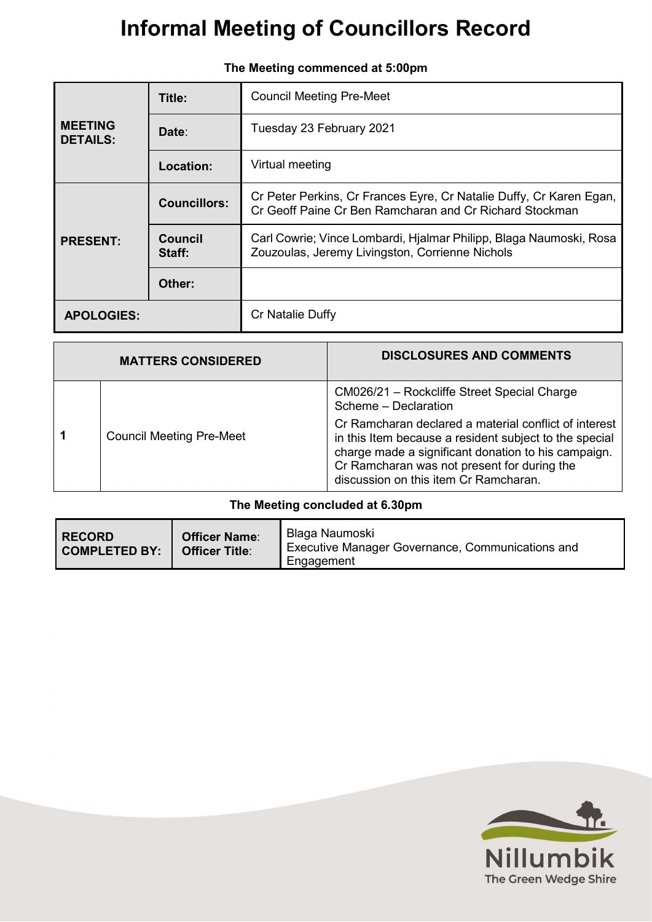# Informal Meeting of Councillors Record

**The Meeting commenced at 5:00pm**

| | | |
|---|---|---|
| **MEETING DETAILS:** | **Title:** | Council Meeting Pre-Meet |
| | **Date**: | Tuesday 23 February 2021 |
| | **Location:** | Virtual meeting |
| **PRESENT:** | **Councillors:** | Cr Peter Perkins, Cr Frances Eyre, Cr Natalie Duffy, Cr Karen Egan, Cr Geoff Paine Cr Ben Ramcharan and Cr Richard Stockman |
| | **Council Staff:** | Carl Cowrie; Vince Lombardi, Hjalmar Philipp, Blaga Naumoski, Rosa Zouzoulas, Jeremy Livingston, Corrienne Nichols |
| | **Other:** | |
| **APOLOGIES:** | | Cr Natalie Duffy |

| **MATTERS CONSIDERED** | | **DISCLOSURES AND COMMENTS** |
|---|---|---|
| **1** | Council Meeting Pre-Meet | CM026/21 – Rockcliffe Street Special Charge Scheme – Declaration<br><br>Cr Ramcharan declared a material conflict of interest in this Item because a resident subject to the special charge made a significant donation to his campaign. Cr Ramcharan was not present for during the discussion on this item Cr Ramcharan. |

**The Meeting concluded at 6.30pm**

| | | |
|---|---|---|
| **RECORD COMPLETED BY:** | **Officer Name**:<br>**Officer Title**: | Blaga Naumoski<br>Executive Manager Governance, Communications and Engagement |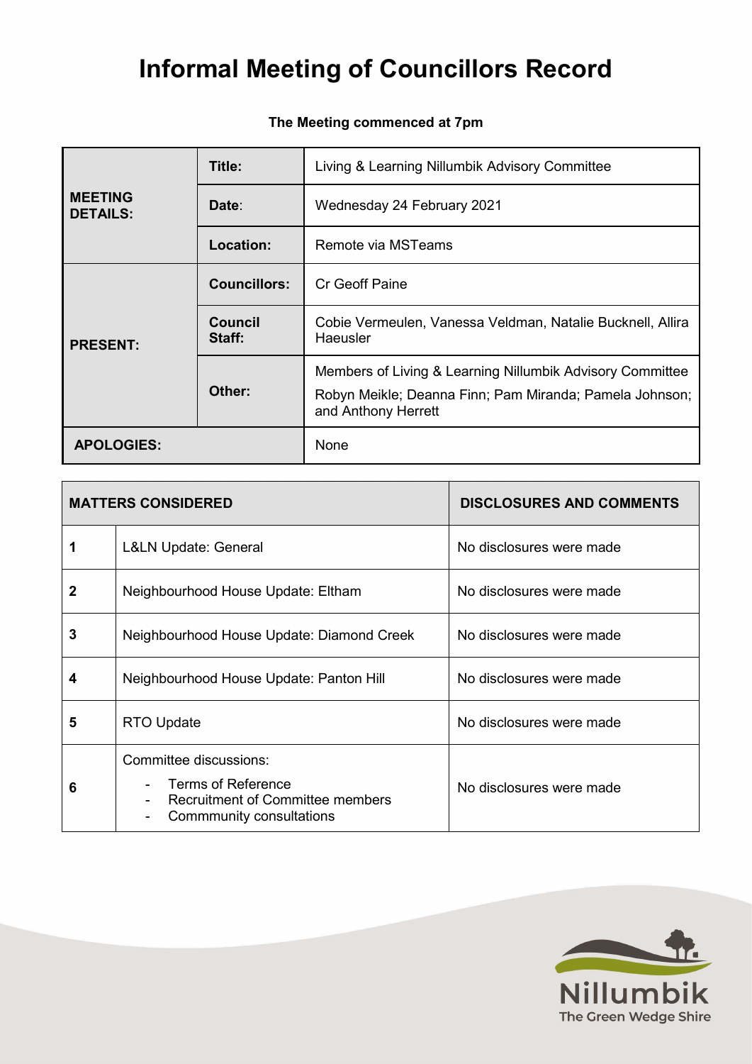# Informal Meeting of Councillors Record

**The Meeting commenced at 7pm**

| | | |
|---|---|---|
| **MEETING DETAILS:** | **Title:** | Living & Learning Nillumbik Advisory Committee |
| | **Date**: | Wednesday 24 February 2021 |
| | **Location:** | Remote via MSTeams |
| **PRESENT:** | **Councillors:** | Cr Geoff Paine |
| | **Council Staff:** | Cobie Vermeulen, Vanessa Veldman, Natalie Bucknell, Allira Haeusler |
| | **Other:** | Members of Living & Learning Nillumbik Advisory Committee<br>Robyn Meikle; Deanna Finn; Pam Miranda; Pamela Johnson; and Anthony Herrett |
| **APOLOGIES:** | | None |

| MATTERS CONSIDERED | | DISCLOSURES AND COMMENTS |
|---|---|---|
| 1 | L&LN Update: General | No disclosures were made |
| 2 | Neighbourhood House Update: Eltham | No disclosures were made |
| 3 | Neighbourhood House Update: Diamond Creek | No disclosures were made |
| 4 | Neighbourhood House Update: Panton Hill | No disclosures were made |
| 5 | RTO Update | No disclosures were made |
| 6 | Committee discussions:<br>- Terms of Reference<br>- Recruitment of Committee members<br>- Commmunity consultations | No disclosures were made |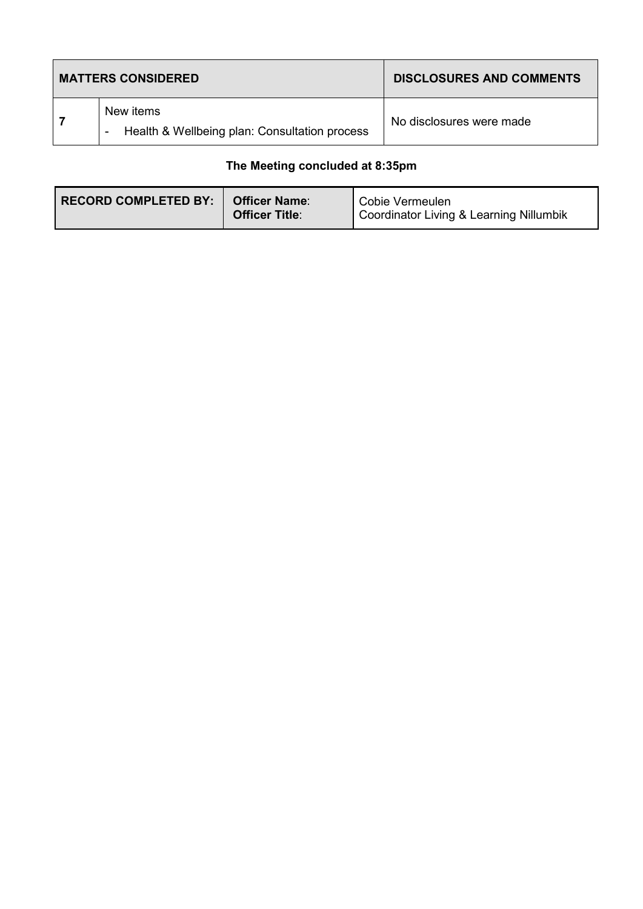| MATTERS CONSIDERED | | DISCLOSURES AND COMMENTS |
|---|---|---|
| **7** | New items<br>- Health & Wellbeing plan: Consultation process | No disclosures were made |

**The Meeting concluded at 8:35pm**

| RECORD COMPLETED BY: | Officer Name:<br>Officer Title: | Cobie Vermeulen<br>Coordinator Living & Learning Nillumbik |
|---|---|---|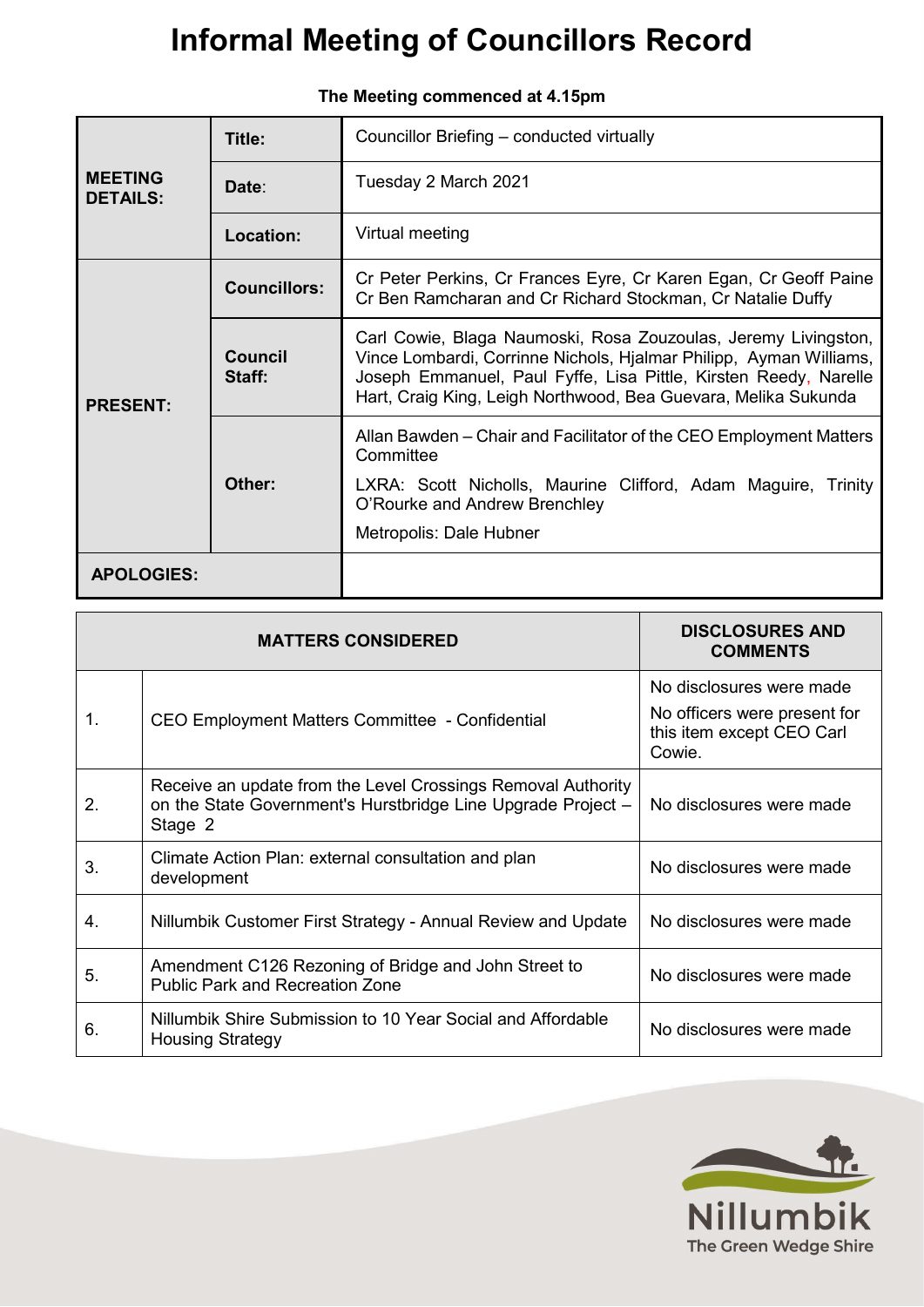# Informal Meeting of Councillors Record

**The Meeting commenced at 4.15pm**

| | | |
|---|---|---|
| **MEETING DETAILS:** | **Title:** | Councillor Briefing – conducted virtually |
| | **Date:** | Tuesday 2 March 2021 |
| | **Location:** | Virtual meeting |
| **PRESENT:** | **Councillors:** | Cr Peter Perkins, Cr Frances Eyre, Cr Karen Egan, Cr Geoff Paine Cr Ben Ramcharan and Cr Richard Stockman, Cr Natalie Duffy |
| | **Council Staff:** | Carl Cowie, Blaga Naumoski, Rosa Zouzoulas, Jeremy Livingston, Vince Lombardi, Corrinne Nichols, Hjalmar Philipp, Ayman Williams, Joseph Emmanuel, Paul Fyffe, Lisa Pittle, Kirsten Reedy, Narelle Hart, Craig King, Leigh Northwood, Bea Guevara, Melika Sukunda |
| | **Other:** | Allan Bawden – Chair and Facilitator of the CEO Employment Matters Committee<br>LXRA: Scott Nicholls, Maurine Clifford, Adam Maguire, Trinity O'Rourke and Andrew Brenchley<br>Metropolis: Dale Hubner |
| **APOLOGIES:** | | |

| MATTERS CONSIDED | | DISCLOSURES AND COMMENTS |
|---|---|---|
| 1. | CEO Employment Matters Committee - Confidential | No disclosures were made<br>No officers were present for this item except CEO Carl Cowie. |
| 2. | Receive an update from the Level Crossings Removal Authority on the State Government's Hurstbridge Line Upgrade Project – Stage 2 | No disclosures were made |
| 3. | Climate Action Plan: external consultation and plan development | No disclosures were made |
| 4. | Nillumbik Customer First Strategy - Annual Review and Update | No disclosures were made |
| 5. | Amendment C126 Rezoning of Bridge and John Street to Public Park and Recreation Zone | No disclosures were made |
| 6. | Nillumbik Shire Submission to 10 Year Social and Affordable Housing Strategy | No disclosures were made |

Nillumbik
The Green Wedge Shire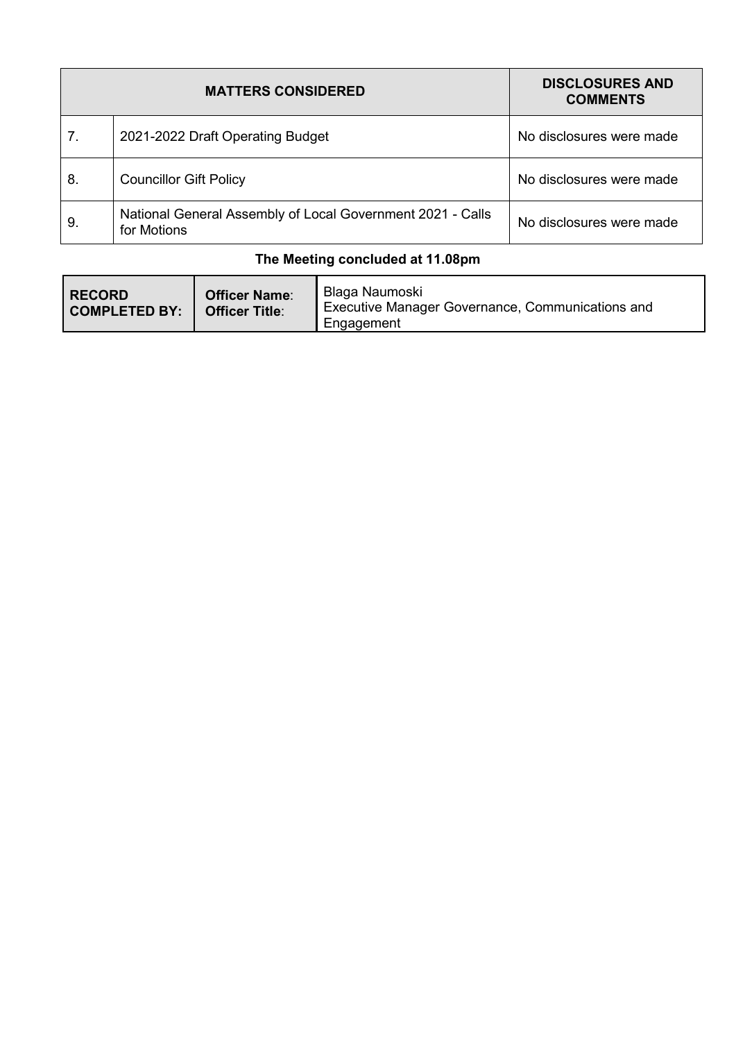| | MATTERS CONSIDERED | DISCLOSURES AND COMMENTS |
|---|---|---|
| 7. | 2021-2022 Draft Operating Budget | No disclosures were made |
| 8. | Councillor Gift Policy | No disclosures were made |
| 9. | National General Assembly of Local Government 2021 - Calls for Motions | No disclosures were made |

**The Meeting concluded at 11.08pm**

| **RECORD COMPLETED BY:** | **Officer Name**: **Officer Title**: | Blaga Naumoski Executive Manager Governance, Communications and Engagement |
|---|---|---|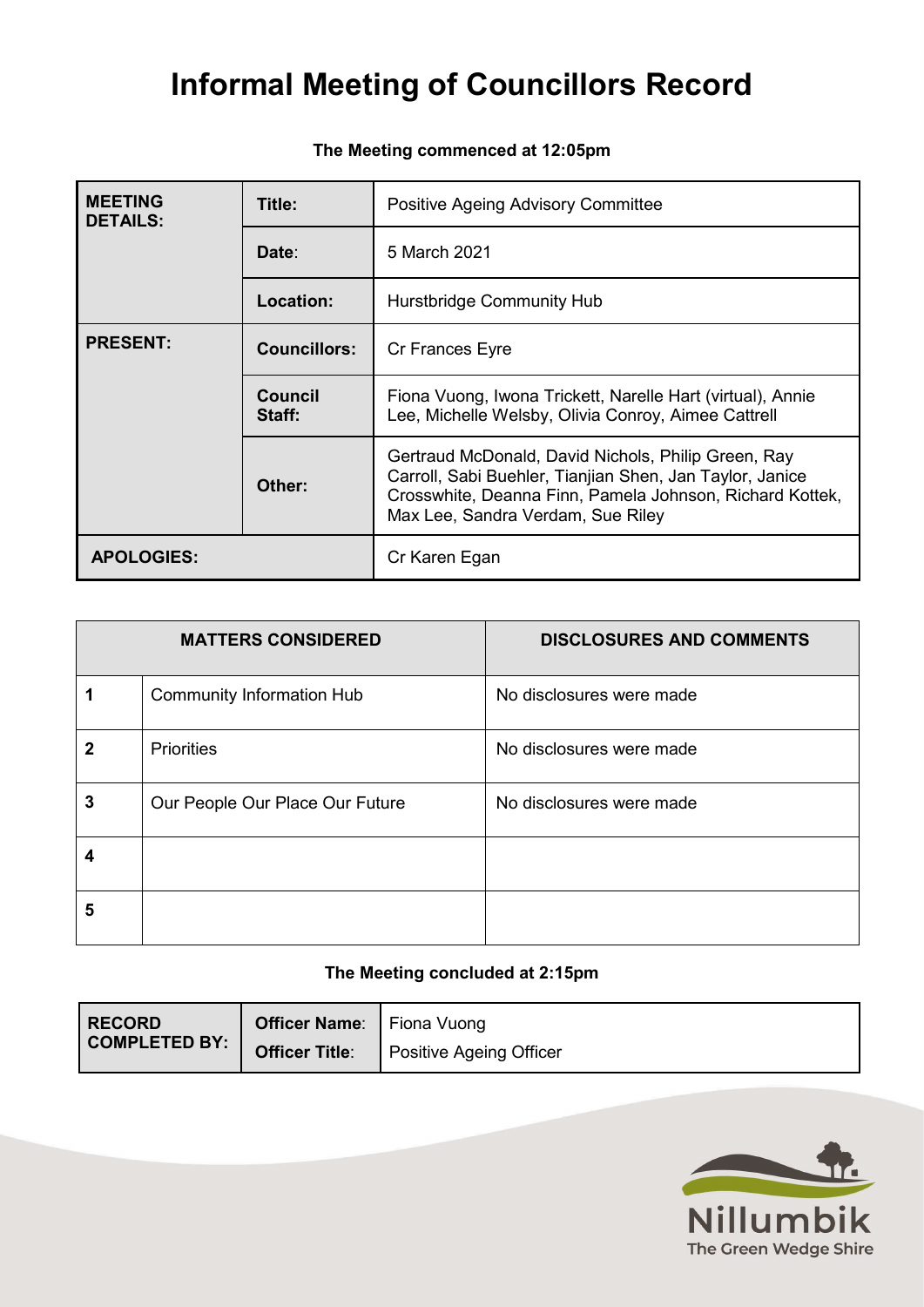# Informal Meeting of Councillors Record

**The Meeting commenced at 12:05pm**

| **MEETING DETAILS:** | **Title:** | Positive Ageing Advisory Committee |
|---|---|---|
| | **Date**: | 5 March 2021 |
| | **Location:** | Hurstbridge Community Hub |
| **PRESENT:** | **Councillors:** | Cr Frances Eyre |
| | **Council Staff:** | Fiona Vuong, Iwona Trickett, Narelle Hart (virtual), Annie Lee, Michelle Welsby, Olivia Conroy, Aimee Cattrell |
| | **Other:** | Gertraud McDonald, David Nichols, Philip Green, Ray Carroll, Sabi Buehler, Tianjian Shen, Jan Taylor, Janice Crosswhite, Deanna Finn, Pamela Johnson, Richard Kottek, Max Lee, Sandra Verdam, Sue Riley |
| **APOLOGIES:** | | Cr Karen Egan |

| **MATTERS CONSIDERED** | | **DISCLOSURES AND COMMENTS** |
|---|---|---|
| **1** | Community Information Hub | No disclosures were made |
| **2** | Priorities | No disclosures were made |
| **3** | Our People Our Place Our Future | No disclosures were made |
| **4** | | |
| **5** | | |

**The Meeting concluded at 2:15pm**

| **RECORD COMPLETED BY:** | **Officer Name**: | Fiona Vuong |
|---|---|---|
| | **Officer Title**: | Positive Ageing Officer |

Nillumbik
The Green Wedge Shire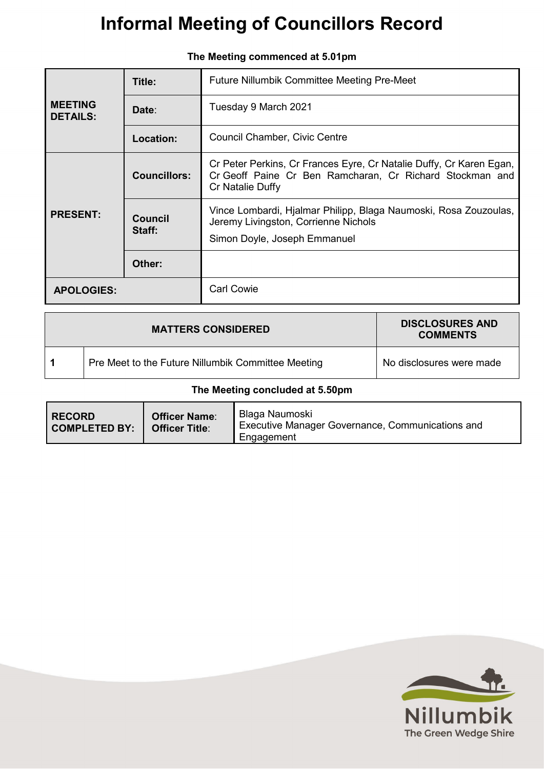# Informal Meeting of Councillors Record

**The Meeting commenced at 5.01pm**

| | | |
|---|---|---|
| **MEETING DETAILS:** | **Title:** | Future Nillumbik Committee Meeting Pre-Meet |
| | **Date**: | Tuesday 9 March 2021 |
| | **Location:** | Council Chamber, Civic Centre |
| **PRESENT:** | **Councillors:** | Cr Peter Perkins, Cr Frances Eyre, Cr Natalie Duffy, Cr Karen Egan, Cr Geoff Paine Cr Ben Ramcharan, Cr Richard Stockman and Cr Natalie Duffy |
| | **Council Staff:** | Vince Lombardi, Hjalmar Philipp, Blaga Naumoski, Rosa Zouzoulas, Jeremy Livingston, Corrienne Nichols<br>Simon Doyle, Joseph Emmanuel |
| | **Other:** | |
| **APOLOGIES:** | | Carl Cowie |

| **MATTERS CONSIDERED** | | **DISCLOSURES AND COMMENTS** |
|---|---|---|
| **1** | Pre Meet to the Future Nillumbik Committee Meeting | No disclosures were made |

**The Meeting concluded at 5.50pm**

| | | |
|---|---|---|
| **RECORD COMPLETED BY:** | **Officer Name**:<br>**Officer Title**: | Blaga Naumoski<br>Executive Manager Governance, Communications and Engagement |

Nillumbik
The Green Wedge Shire